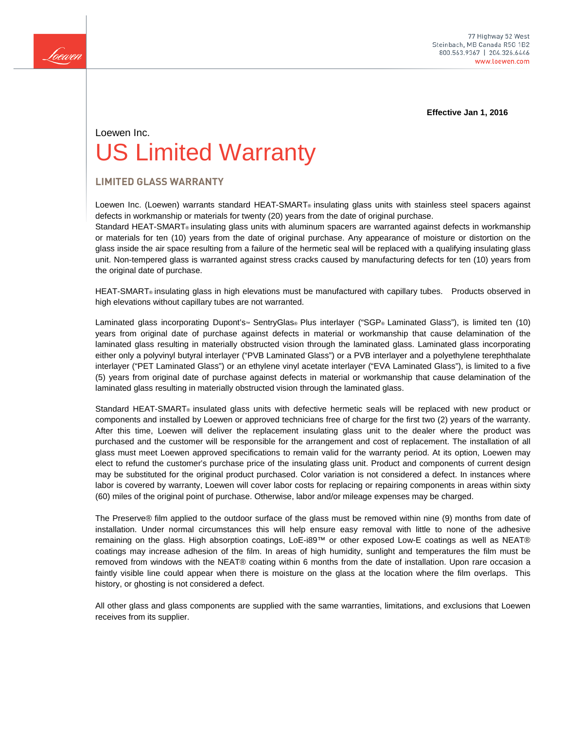77 Highway 52 West
Steinbach, MB Canada R5G 1B2
800.563.9367 | 204.326.6446
www.loewen.com

**Effective Jan 1, 2016**

Loewen Inc.

# US Limited Warranty

## LIMITED GLASS WARRANTY

Loewen Inc. (Loewen) warrants standard HEAT-SMART® insulating glass units with stainless steel spacers against defects in workmanship or materials for twenty (20) years from the date of original purchase.
Standard HEAT-SMART® insulating glass units with aluminum spacers are warranted against defects in workmanship or materials for ten (10) years from the date of original purchase. Any appearance of moisture or distortion on the glass inside the air space resulting from a failure of the hermetic seal will be replaced with a qualifying insulating glass unit. Non-tempered glass is warranted against stress cracks caused by manufacturing defects for ten (10) years from the original date of purchase.

HEAT-SMART® insulating glass in high elevations must be manufactured with capillary tubes. Products observed in high elevations without capillary tubes are not warranted.

Laminated glass incorporating Dupont's™ SentryGlas® Plus interlayer ("SGP® Laminated Glass"), is limited ten (10) years from original date of purchase against defects in material or workmanship that cause delamination of the laminated glass resulting in materially obstructed vision through the laminated glass. Laminated glass incorporating either only a polyvinyl butyral interlayer ("PVB Laminated Glass") or a PVB interlayer and a polyethylene terephthalate interlayer ("PET Laminated Glass") or an ethylene vinyl acetate interlayer ("EVA Laminated Glass"), is limited to a five (5) years from original date of purchase against defects in material or workmanship that cause delamination of the laminated glass resulting in materially obstructed vision through the laminated glass.

Standard HEAT-SMART® insulated glass units with defective hermetic seals will be replaced with new product or components and installed by Loewen or approved technicians free of charge for the first two (2) years of the warranty. After this time, Loewen will deliver the replacement insulating glass unit to the dealer where the product was purchased and the customer will be responsible for the arrangement and cost of replacement. The installation of all glass must meet Loewen approved specifications to remain valid for the warranty period. At its option, Loewen may elect to refund the customer's purchase price of the insulating glass unit. Product and components of current design may be substituted for the original product purchased. Color variation is not considered a defect. In instances where labor is covered by warranty, Loewen will cover labor costs for replacing or repairing components in areas within sixty (60) miles of the original point of purchase. Otherwise, labor and/or mileage expenses may be charged.

The Preserve® film applied to the outdoor surface of the glass must be removed within nine (9) months from date of installation. Under normal circumstances this will help ensure easy removal with little to none of the adhesive remaining on the glass. High absorption coatings, LoE-i89™ or other exposed Low-E coatings as well as NEAT® coatings may increase adhesion of the film. In areas of high humidity, sunlight and temperatures the film must be removed from windows with the NEAT® coating within 6 months from the date of installation. Upon rare occasion a faintly visible line could appear when there is moisture on the glass at the location where the film overlaps. This history, or ghosting is not considered a defect.

All other glass and glass components are supplied with the same warranties, limitations, and exclusions that Loewen receives from its supplier.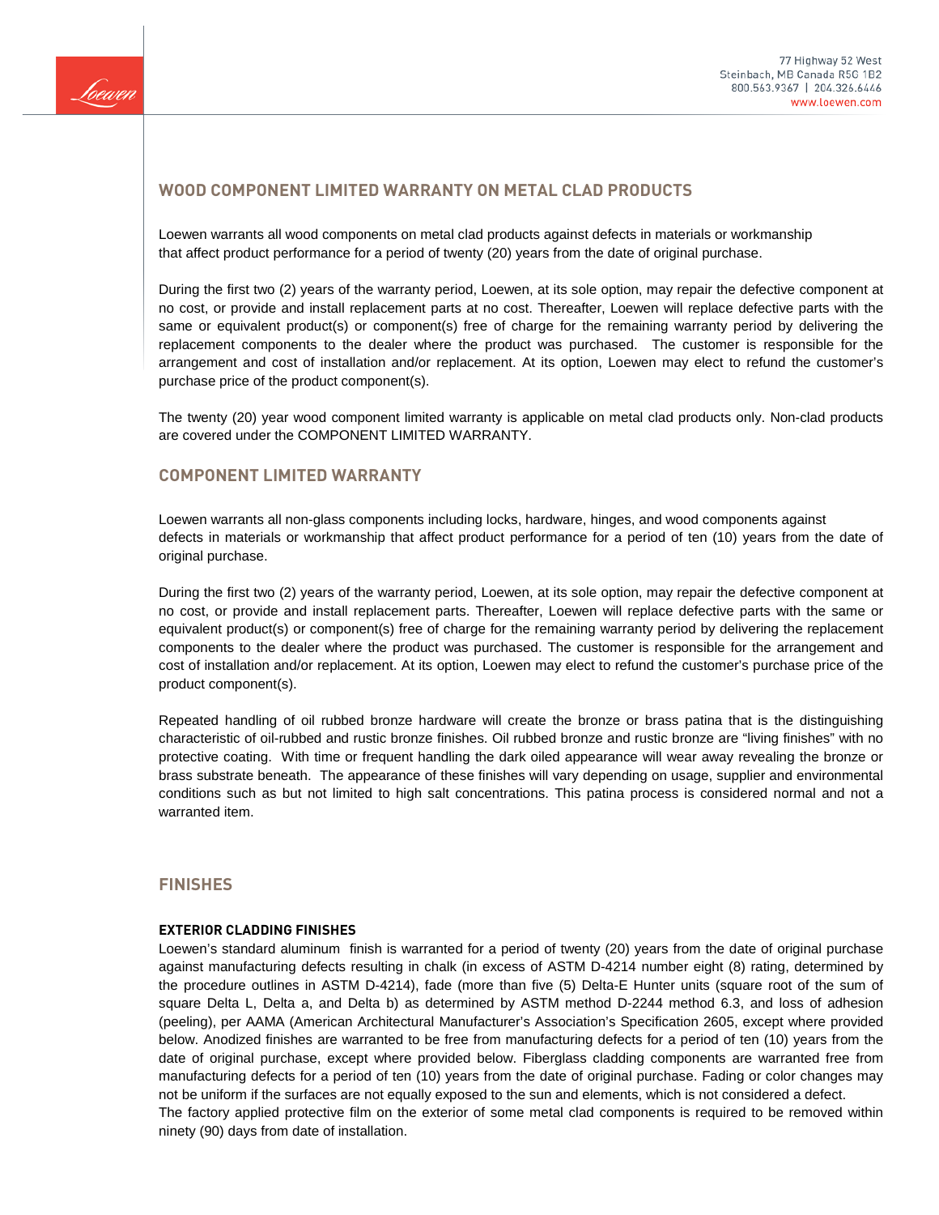## WOOD COMPONENT LIMITED WARRANTY ON METAL CLAD PRODUCTS

Loewen warrants all wood components on metal clad products against defects in materials or workmanship that affect product performance for a period of twenty (20) years from the date of original purchase.

During the first two (2) years of the warranty period, Loewen, at its sole option, may repair the defective component at no cost, or provide and install replacement parts at no cost. Thereafter, Loewen will replace defective parts with the same or equivalent product(s) or component(s) free of charge for the remaining warranty period by delivering the replacement components to the dealer where the product was purchased. The customer is responsible for the arrangement and cost of installation and/or replacement. At its option, Loewen may elect to refund the customer's purchase price of the product component(s).

The twenty (20) year wood component limited warranty is applicable on metal clad products only. Non-clad products are covered under the COMPONENT LIMITED WARRANTY.

## COMPONENT LIMITED WARRANTY

Loewen warrants all non-glass components including locks, hardware, hinges, and wood components against defects in materials or workmanship that affect product performance for a period of ten (10) years from the date of original purchase.

During the first two (2) years of the warranty period, Loewen, at its sole option, may repair the defective component at no cost, or provide and install replacement parts. Thereafter, Loewen will replace defective parts with the same or equivalent product(s) or component(s) free of charge for the remaining warranty period by delivering the replacement components to the dealer where the product was purchased. The customer is responsible for the arrangement and cost of installation and/or replacement. At its option, Loewen may elect to refund the customer's purchase price of the product component(s).

Repeated handling of oil rubbed bronze hardware will create the bronze or brass patina that is the distinguishing characteristic of oil-rubbed and rustic bronze finishes. Oil rubbed bronze and rustic bronze are "living finishes" with no protective coating. With time or frequent handling the dark oiled appearance will wear away revealing the bronze or brass substrate beneath. The appearance of these finishes will vary depending on usage, supplier and environmental conditions such as but not limited to high salt concentrations. This patina process is considered normal and not a warranted item.

## FINISHES

### EXTERIOR CLADDING FINISHES

Loewen's standard aluminum finish is warranted for a period of twenty (20) years from the date of original purchase against manufacturing defects resulting in chalk (in excess of ASTM D-4214 number eight (8) rating, determined by the procedure outlines in ASTM D-4214), fade (more than five (5) Delta-E Hunter units (square root of the sum of square Delta L, Delta a, and Delta b) as determined by ASTM method D-2244 method 6.3, and loss of adhesion (peeling), per AAMA (American Architectural Manufacturer's Association's Specification 2605, except where provided below. Anodized finishes are warranted to be free from manufacturing defects for a period of ten (10) years from the date of original purchase, except where provided below. Fiberglass cladding components are warranted free from manufacturing defects for a period of ten (10) years from the date of original purchase. Fading or color changes may not be uniform if the surfaces are not equally exposed to the sun and elements, which is not considered a defect.
The factory applied protective film on the exterior of some metal clad components is required to be removed within ninety (90) days from date of installation.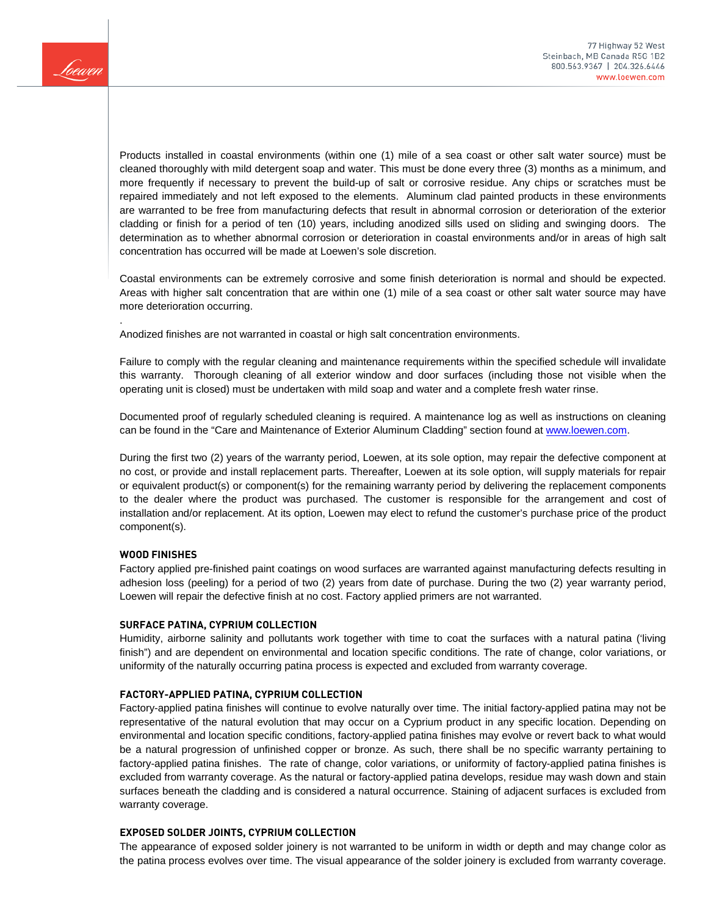Products installed in coastal environments (within one (1) mile of a sea coast or other salt water source) must be cleaned thoroughly with mild detergent soap and water. This must be done every three (3) months as a minimum, and more frequently if necessary to prevent the build-up of salt or corrosive residue. Any chips or scratches must be repaired immediately and not left exposed to the elements. Aluminum clad painted products in these environments are warranted to be free from manufacturing defects that result in abnormal corrosion or deterioration of the exterior cladding or finish for a period of ten (10) years, including anodized sills used on sliding and swinging doors. The determination as to whether abnormal corrosion or deterioration in coastal environments and/or in areas of high salt concentration has occurred will be made at Loewen's sole discretion.

Coastal environments can be extremely corrosive and some finish deterioration is normal and should be expected. Areas with higher salt concentration that are within one (1) mile of a sea coast or other salt water source may have more deterioration occurring.

.

Anodized finishes are not warranted in coastal or high salt concentration environments.

Failure to comply with the regular cleaning and maintenance requirements within the specified schedule will invalidate this warranty. Thorough cleaning of all exterior window and door surfaces (including those not visible when the operating unit is closed) must be undertaken with mild soap and water and a complete fresh water rinse.

Documented proof of regularly scheduled cleaning is required. A maintenance log as well as instructions on cleaning can be found in the "Care and Maintenance of Exterior Aluminum Cladding" section found at www.loewen.com.

During the first two (2) years of the warranty period, Loewen, at its sole option, may repair the defective component at no cost, or provide and install replacement parts. Thereafter, Loewen at its sole option, will supply materials for repair or equivalent product(s) or component(s) for the remaining warranty period by delivering the replacement components to the dealer where the product was purchased. The customer is responsible for the arrangement and cost of installation and/or replacement. At its option, Loewen may elect to refund the customer's purchase price of the product component(s).

**WOOD FINISHES**

Factory applied pre-finished paint coatings on wood surfaces are warranted against manufacturing defects resulting in adhesion loss (peeling) for a period of two (2) years from date of purchase. During the two (2) year warranty period, Loewen will repair the defective finish at no cost. Factory applied primers are not warranted.

**SURFACE PATINA, CYPRIUM COLLECTION**

Humidity, airborne salinity and pollutants work together with time to coat the surfaces with a natural patina ('living finish") and are dependent on environmental and location specific conditions. The rate of change, color variations, or uniformity of the naturally occurring patina process is expected and excluded from warranty coverage.

**FACTORY-APPLIED PATINA, CYPRIUM COLLECTION**

Factory-applied patina finishes will continue to evolve naturally over time. The initial factory-applied patina may not be representative of the natural evolution that may occur on a Cyprium product in any specific location. Depending on environmental and location specific conditions, factory-applied patina finishes may evolve or revert back to what would be a natural progression of unfinished copper or bronze. As such, there shall be no specific warranty pertaining to factory-applied patina finishes. The rate of change, color variations, or uniformity of factory-applied patina finishes is excluded from warranty coverage. As the natural or factory-applied patina develops, residue may wash down and stain surfaces beneath the cladding and is considered a natural occurrence. Staining of adjacent surfaces is excluded from warranty coverage.

**EXPOSED SOLDER JOINTS, CYPRIUM COLLECTION**

The appearance of exposed solder joinery is not warranted to be uniform in width or depth and may change color as the patina process evolves over time. The visual appearance of the solder joinery is excluded from warranty coverage.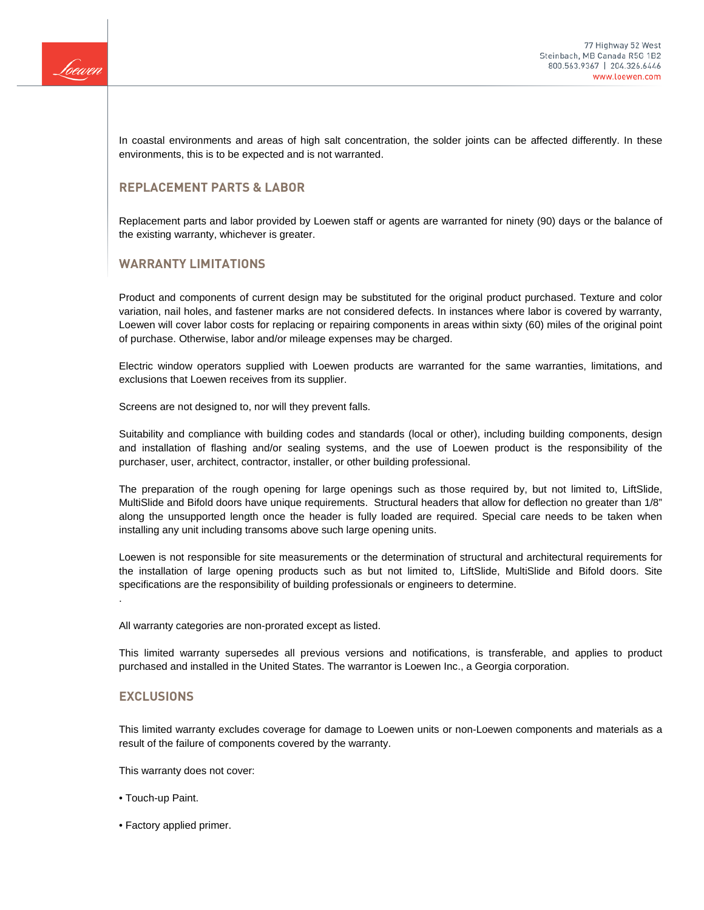In coastal environments and areas of high salt concentration, the solder joints can be affected differently. In these environments, this is to be expected and is not warranted.

## REPLACEMENT PARTS & LABOR

Replacement parts and labor provided by Loewen staff or agents are warranted for ninety (90) days or the balance of the existing warranty, whichever is greater.

## WARRANTY LIMITATIONS

Product and components of current design may be substituted for the original product purchased. Texture and color variation, nail holes, and fastener marks are not considered defects. In instances where labor is covered by warranty, Loewen will cover labor costs for replacing or repairing components in areas within sixty (60) miles of the original point of purchase. Otherwise, labor and/or mileage expenses may be charged.

Electric window operators supplied with Loewen products are warranted for the same warranties, limitations, and exclusions that Loewen receives from its supplier.

Screens are not designed to, nor will they prevent falls.

Suitability and compliance with building codes and standards (local or other), including building components, design and installation of flashing and/or sealing systems, and the use of Loewen product is the responsibility of the purchaser, user, architect, contractor, installer, or other building professional.

The preparation of the rough opening for large openings such as those required by, but not limited to, LiftSlide, MultiSlide and Bifold doors have unique requirements. Structural headers that allow for deflection no greater than 1/8" along the unsupported length once the header is fully loaded are required. Special care needs to be taken when installing any unit including transoms above such large opening units.

Loewen is not responsible for site measurements or the determination of structural and architectural requirements for the installation of large opening products such as but not limited to, LiftSlide, MultiSlide and Bifold doors. Site specifications are the responsibility of building professionals or engineers to determine.

.

All warranty categories are non-prorated except as listed.

This limited warranty supersedes all previous versions and notifications, is transferable, and applies to product purchased and installed in the United States. The warrantor is Loewen Inc., a Georgia corporation.

## EXCLUSIONS

This limited warranty excludes coverage for damage to Loewen units or non-Loewen components and materials as a result of the failure of components covered by the warranty.

This warranty does not cover:

- Touch-up Paint.
- Factory applied primer.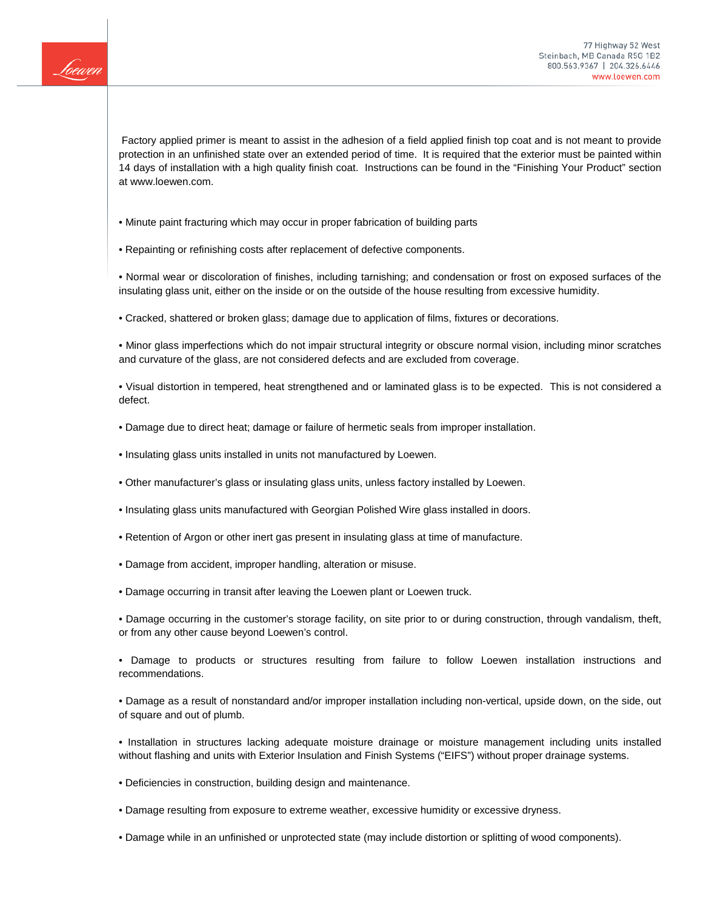Factory applied primer is meant to assist in the adhesion of a field applied finish top coat and is not meant to provide protection in an unfinished state over an extended period of time. It is required that the exterior must be painted within 14 days of installation with a high quality finish coat. Instructions can be found in the "Finishing Your Product" section at www.loewen.com.

- Minute paint fracturing which may occur in proper fabrication of building parts
- Repainting or refinishing costs after replacement of defective components.
- Normal wear or discoloration of finishes, including tarnishing; and condensation or frost on exposed surfaces of the insulating glass unit, either on the inside or on the outside of the house resulting from excessive humidity.
- Cracked, shattered or broken glass; damage due to application of films, fixtures or decorations.
- Minor glass imperfections which do not impair structural integrity or obscure normal vision, including minor scratches and curvature of the glass, are not considered defects and are excluded from coverage.
- Visual distortion in tempered, heat strengthened and or laminated glass is to be expected. This is not considered a defect.
- Damage due to direct heat; damage or failure of hermetic seals from improper installation.
- Insulating glass units installed in units not manufactured by Loewen.
- Other manufacturer's glass or insulating glass units, unless factory installed by Loewen.
- Insulating glass units manufactured with Georgian Polished Wire glass installed in doors.
- Retention of Argon or other inert gas present in insulating glass at time of manufacture.
- Damage from accident, improper handling, alteration or misuse.
- Damage occurring in transit after leaving the Loewen plant or Loewen truck.
- Damage occurring in the customer's storage facility, on site prior to or during construction, through vandalism, theft, or from any other cause beyond Loewen's control.
- Damage to products or structures resulting from failure to follow Loewen installation instructions and recommendations.
- Damage as a result of nonstandard and/or improper installation including non-vertical, upside down, on the side, out of square and out of plumb.
- Installation in structures lacking adequate moisture drainage or moisture management including units installed without flashing and units with Exterior Insulation and Finish Systems ("EIFS") without proper drainage systems.
- Deficiencies in construction, building design and maintenance.
- Damage resulting from exposure to extreme weather, excessive humidity or excessive dryness.
- Damage while in an unfinished or unprotected state (may include distortion or splitting of wood components).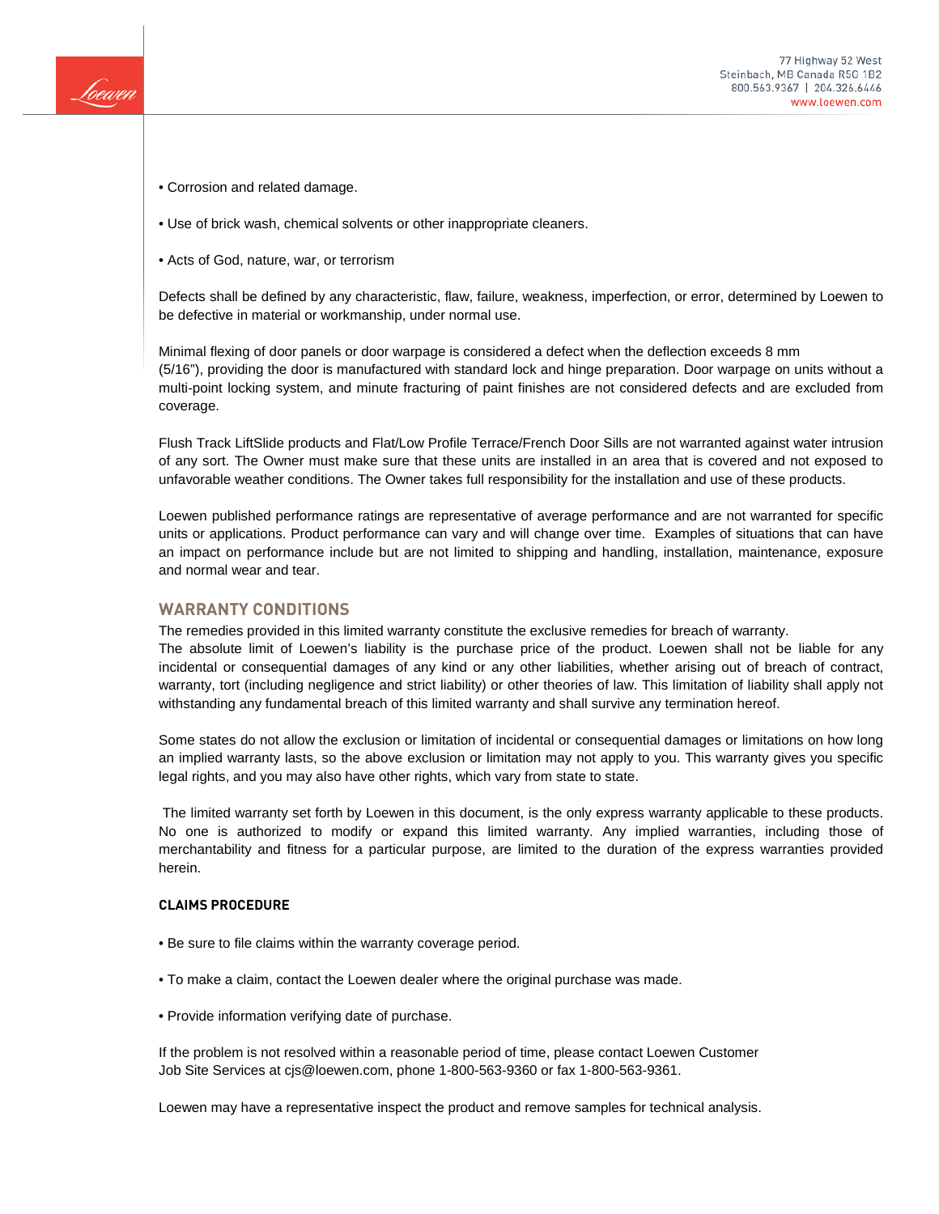- Corrosion and related damage.
- Use of brick wash, chemical solvents or other inappropriate cleaners.
- Acts of God, nature, war, or terrorism

Defects shall be defined by any characteristic, flaw, failure, weakness, imperfection, or error, determined by Loewen to be defective in material or workmanship, under normal use.

Minimal flexing of door panels or door warpage is considered a defect when the deflection exceeds 8 mm (5/16"), providing the door is manufactured with standard lock and hinge preparation. Door warpage on units without a multi-point locking system, and minute fracturing of paint finishes are not considered defects and are excluded from coverage.

Flush Track LiftSlide products and Flat/Low Profile Terrace/French Door Sills are not warranted against water intrusion of any sort. The Owner must make sure that these units are installed in an area that is covered and not exposed to unfavorable weather conditions. The Owner takes full responsibility for the installation and use of these products.

Loewen published performance ratings are representative of average performance and are not warranted for specific units or applications. Product performance can vary and will change over time. Examples of situations that can have an impact on performance include but are not limited to shipping and handling, installation, maintenance, exposure and normal wear and tear.

## WARRANTY CONDITIONS

The remedies provided in this limited warranty constitute the exclusive remedies for breach of warranty.
The absolute limit of Loewen's liability is the purchase price of the product. Loewen shall not be liable for any incidental or consequential damages of any kind or any other liabilities, whether arising out of breach of contract, warranty, tort (including negligence and strict liability) or other theories of law. This limitation of liability shall apply not withstanding any fundamental breach of this limited warranty and shall survive any termination hereof.

Some states do not allow the exclusion or limitation of incidental or consequential damages or limitations on how long an implied warranty lasts, so the above exclusion or limitation may not apply to you. This warranty gives you specific legal rights, and you may also have other rights, which vary from state to state.

The limited warranty set forth by Loewen in this document, is the only express warranty applicable to these products. No one is authorized to modify or expand this limited warranty. Any implied warranties, including those of merchantability and fitness for a particular purpose, are limited to the duration of the express warranties provided herein.

### CLAIMS PROCEDURE

- Be sure to file claims within the warranty coverage period.
- To make a claim, contact the Loewen dealer where the original purchase was made.
- Provide information verifying date of purchase.

If the problem is not resolved within a reasonable period of time, please contact Loewen Customer Job Site Services at cjs@loewen.com, phone 1-800-563-9360 or fax 1-800-563-9361.

Loewen may have a representative inspect the product and remove samples for technical analysis.